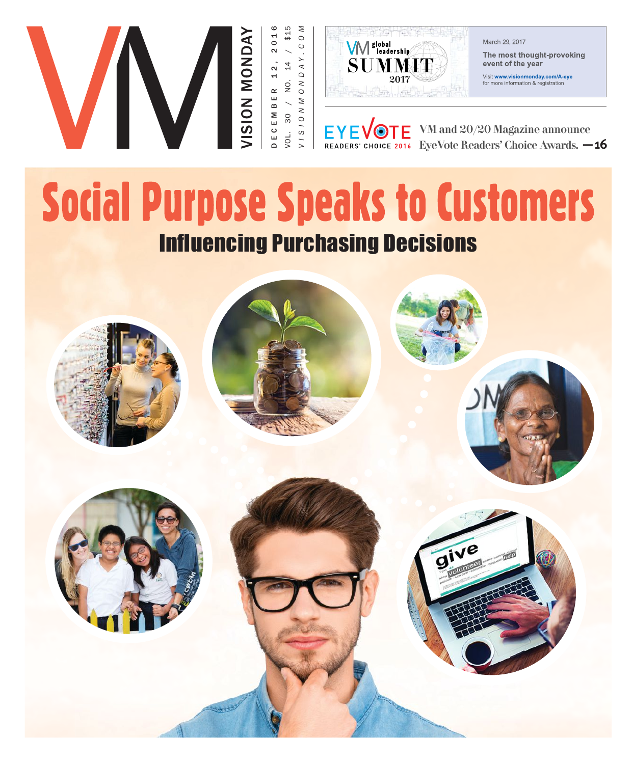# VM

VISION MONDAY

DECEMBER 12, 2016

VOL. 30 / NO. 14 / $15

VISIONMONDAY.COM

VM global leadership SUMMIT 2017

March 29, 2017

**The most thought-provoking event of the year**

Visit **www.visionmonday.com/A-eye** for more information & registration

EYEVOTE READERS' CHOICE 2016

VM and 20/20 Magazine announce EyeVote Readers' Choice Awards. **—16**

# Social Purpose Speaks to Customers

## Influencing Purchasing Decisions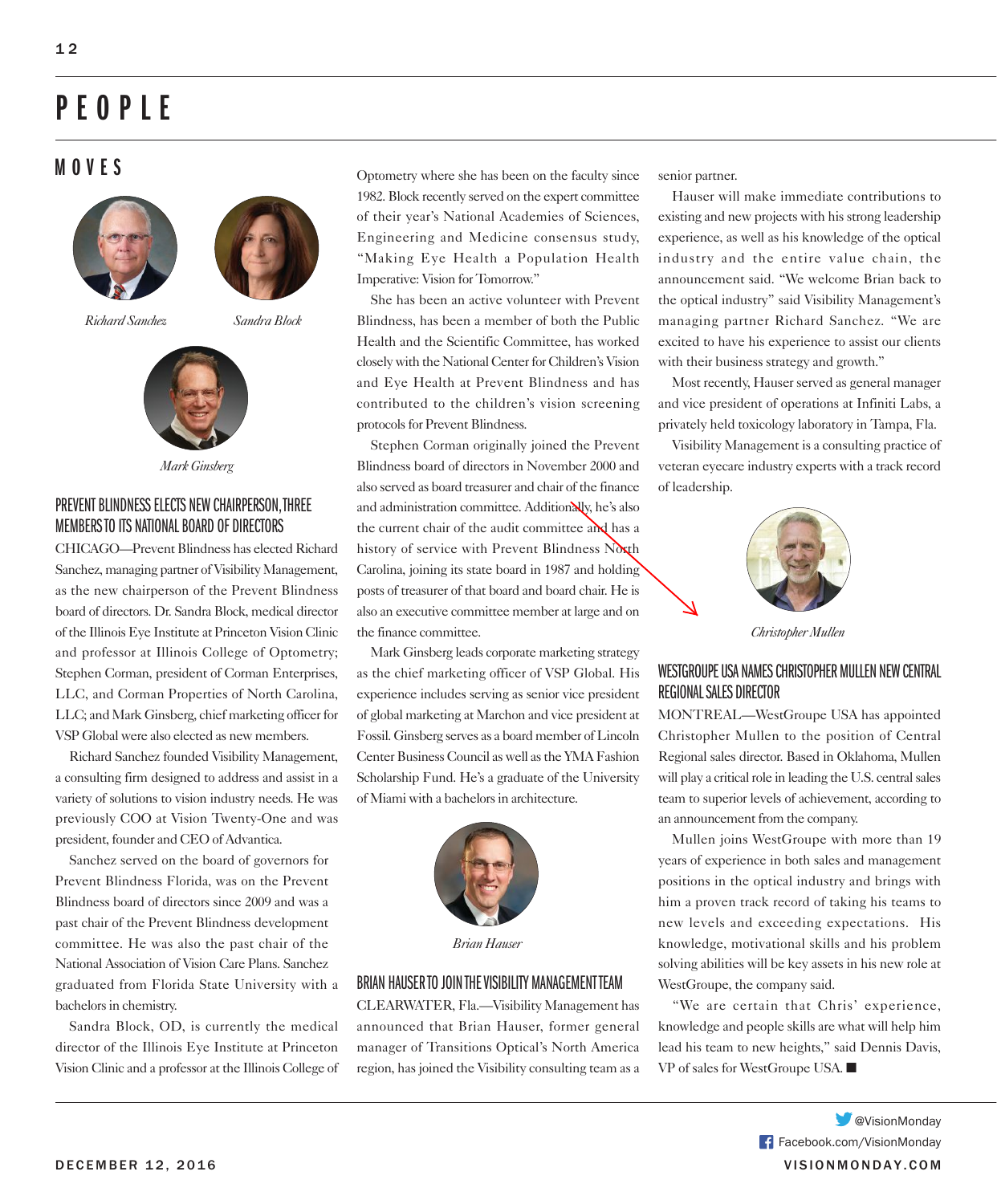# PEOPLE

## MOVES

*Richard Sanchez*

*Sandra Block*

*Mark Ginsberg*

### PREVENT BLINDNESS ELECTS NEW CHAIRPERSON, THREE MEMBERS TO ITS NATIONAL BOARD OF DIRECTORS

CHICAGO—Prevent Blindness has elected Richard Sanchez, managing partner of Visibility Management, as the new chairperson of the Prevent Blindness board of directors. Dr. Sandra Block, medical director of the Illinois Eye Institute at Princeton Vision Clinic and professor at Illinois College of Optometry; Stephen Corman, president of Corman Enterprises, LLC, and Corman Properties of North Carolina, LLC; and Mark Ginsberg, chief marketing officer for VSP Global were also elected as new members.

Richard Sanchez founded Visibility Management, a consulting firm designed to address and assist in a variety of solutions to vision industry needs. He was previously COO at Vision Twenty-One and was president, founder and CEO of Advantica.

Sanchez served on the board of governors for Prevent Blindness Florida, was on the Prevent Blindness board of directors since 2009 and was a past chair of the Prevent Blindness development committee. He was also the past chair of the National Association of Vision Care Plans. Sanchez graduated from Florida State University with a bachelors in chemistry.

Sandra Block, OD, is currently the medical director of the Illinois Eye Institute at Princeton Vision Clinic and a professor at the Illinois College of Optometry where she has been on the faculty since 1982. Block recently served on the expert committee of their year's National Academies of Sciences, Engineering and Medicine consensus study, "Making Eye Health a Population Health Imperative: Vision for Tomorrow."

She has been an active volunteer with Prevent Blindness, has been a member of both the Public Health and the Scientific Committee, has worked closely with the National Center for Children's Vision and Eye Health at Prevent Blindness and has contributed to the children's vision screening protocols for Prevent Blindness.

Stephen Corman originally joined the Prevent Blindness board of directors in November 2000 and also served as board treasurer and chair of the finance and administration committee. Additionally, he's also the current chair of the audit committee and has a history of service with Prevent Blindness North Carolina, joining its state board in 1987 and holding posts of treasurer of that board and board chair. He is also an executive committee member at large and on the finance committee.

Mark Ginsberg leads corporate marketing strategy as the chief marketing officer of VSP Global. His experience includes serving as senior vice president of global marketing at Marchon and vice president at Fossil. Ginsberg serves as a board member of Lincoln Center Business Council as well as the YMA Fashion Scholarship Fund. He's a graduate of the University of Miami with a bachelors in architecture.

*Brian Hauser*

### BRIAN HAUSER TO JOIN THE VISIBILITY MANAGEMENT TEAM

CLEARWATER, Fla.—Visibility Management has announced that Brian Hauser, former general manager of Transitions Optical's North America region, has joined the Visibility consulting team as a senior partner.

Hauser will make immediate contributions to existing and new projects with his strong leadership experience, as well as his knowledge of the optical industry and the entire value chain, the announcement said. "We welcome Brian back to the optical industry" said Visibility Management's managing partner Richard Sanchez. "We are excited to have his experience to assist our clients with their business strategy and growth."

Most recently, Hauser served as general manager and vice president of operations at Infiniti Labs, a privately held toxicology laboratory in Tampa, Fla.

Visibility Management is a consulting practice of veteran eyecare industry experts with a track record of leadership.

*Christopher Mullen*

### WESTGROUPE USA NAMES CHRISTOPHER MULLEN NEW CENTRAL REGIONAL SALES DIRECTOR

MONTREAL—WestGroupe USA has appointed Christopher Mullen to the position of Central Regional sales director. Based in Oklahoma, Mullen will play a critical role in leading the U.S. central sales team to superior levels of achievement, according to an announcement from the company.

Mullen joins WestGroupe with more than 19 years of experience in both sales and management positions in the optical industry and brings with him a proven track record of taking his teams to new levels and exceeding expectations. His knowledge, motivational skills and his problem solving abilities will be key assets in his new role at WestGroupe, the company said.

"We are certain that Chris' experience, knowledge and people skills are what will help him lead his team to new heights," said Dennis Davis, VP of sales for WestGroupe USA. ■